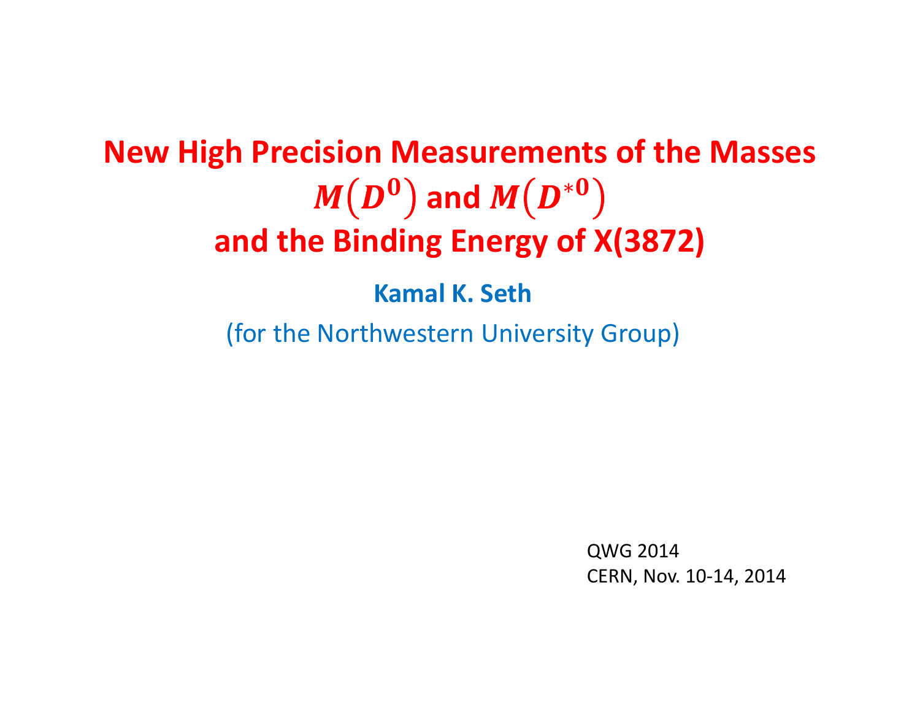# New High Precision Measurements of the Masses $M(D^0)$ and $M(D^{*0})$ and the Binding Energy of X(3872)

**Kamal K. Seth**

(for the Northwestern University Group)

QWG 2014
CERN, Nov. 10-14, 2014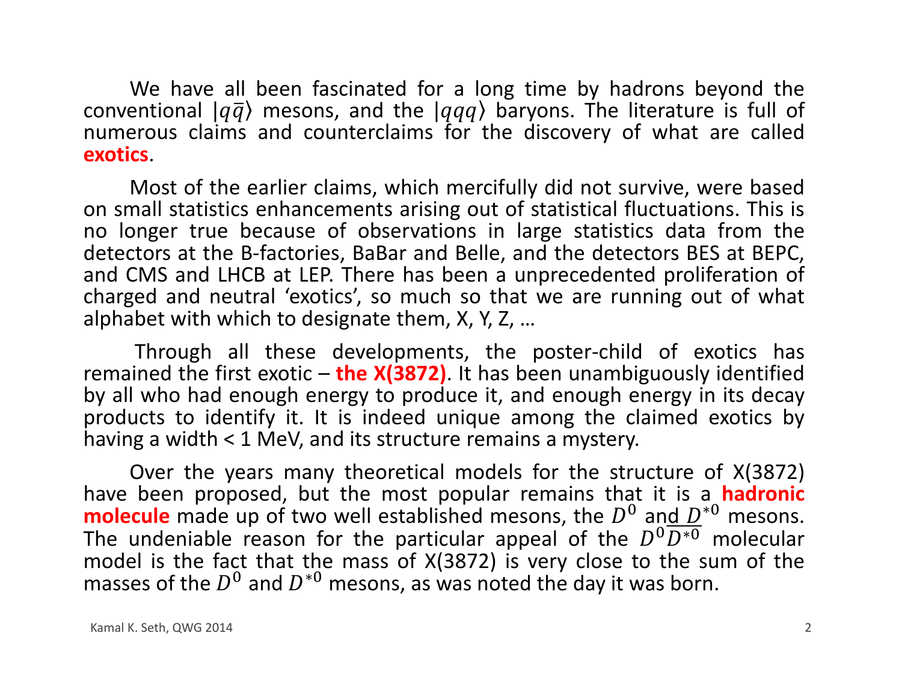We have all been fascinated for a long time by hadrons beyond the conventional $|q\bar{q}\rangle$ mesons, and the $|qqq\rangle$ baryons. The literature is full of numerous claims and counterclaims for the discovery of what are called **exotics**.

Most of the earlier claims, which mercifully did not survive, were based on small statistics enhancements arising out of statistical fluctuations. This is no longer true because of observations in large statistics data from the detectors at the B-factories, BaBar and Belle, and the detectors BES at BEPC, and CMS and LHCB at LEP. There has been a unprecedented proliferation of charged and neutral 'exotics', so much so that we are running out of what alphabet with which to designate them, X, Y, Z, …

Through all these developments, the poster-child of exotics has remained the first exotic – **the X(3872)**. It has been unambiguously identified by all who had enough energy to produce it, and enough energy in its decay products to identify it. It is indeed unique among the claimed exotics by having a width < 1 MeV, and its structure remains a mystery.

Over the years many theoretical models for the structure of X(3872) have been proposed, but the most popular remains that it is a **hadronic molecule** made up of two well established mesons, the $D^0$ and $\overline{D^{*0}}$ mesons. The undeniable reason for the particular appeal of the $D^0\overline{D^{*0}}$ molecular model is the fact that the mass of X(3872) is very close to the sum of the masses of the $D^0$ and $D^{*0}$ mesons, as was noted the day it was born.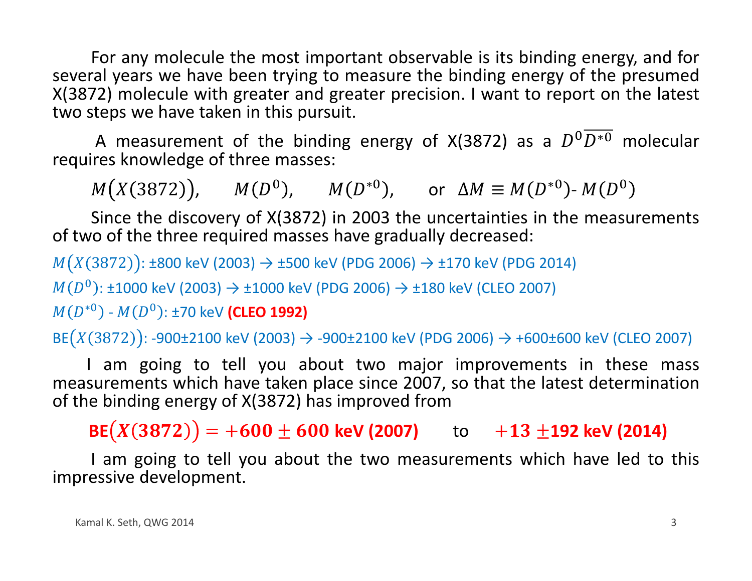For any molecule the most important observable is its binding energy, and for several years we have been trying to measure the binding energy of the presumed X(3872) molecule with greater and greater precision. I want to report on the latest two steps we have taken in this pursuit.

A measurement of the binding energy of X(3872) as a $D^0\overline{D^{*0}}$ molecular requires knowledge of three masses:

$M(X(3872))$, $M(D^0)$, $M(D^{*0})$, or $\Delta M \equiv M(D^{*0})$- $M(D^0)$

Since the discovery of X(3872) in 2003 the uncertainties in the measurements of two of the three required masses have gradually decreased:

$M(X(3872))$: ±800 keV (2003) → ±500 keV (PDG 2006) → ±170 keV (PDG 2014)

$M(D^0)$: ±1000 keV (2003) → ±1000 keV (PDG 2006) → ±180 keV (CLEO 2007)

$M(D^{*0})$ - $M(D^0)$: ±70 keV **(CLEO 1992)**

BE$(X(3872))$: -900±2100 keV (2003) → -900±2100 keV (PDG 2006) → +600±600 keV (CLEO 2007)

I am going to tell you about two major improvements in these mass measurements which have taken place since 2007, so that the latest determination of the binding energy of X(3872) has improved from

**BE$(X(3872)) = +600 \pm 600$ keV (2007)** to **$+13 \pm 192$ keV (2014)**

I am going to tell you about the two measurements which have led to this impressive development.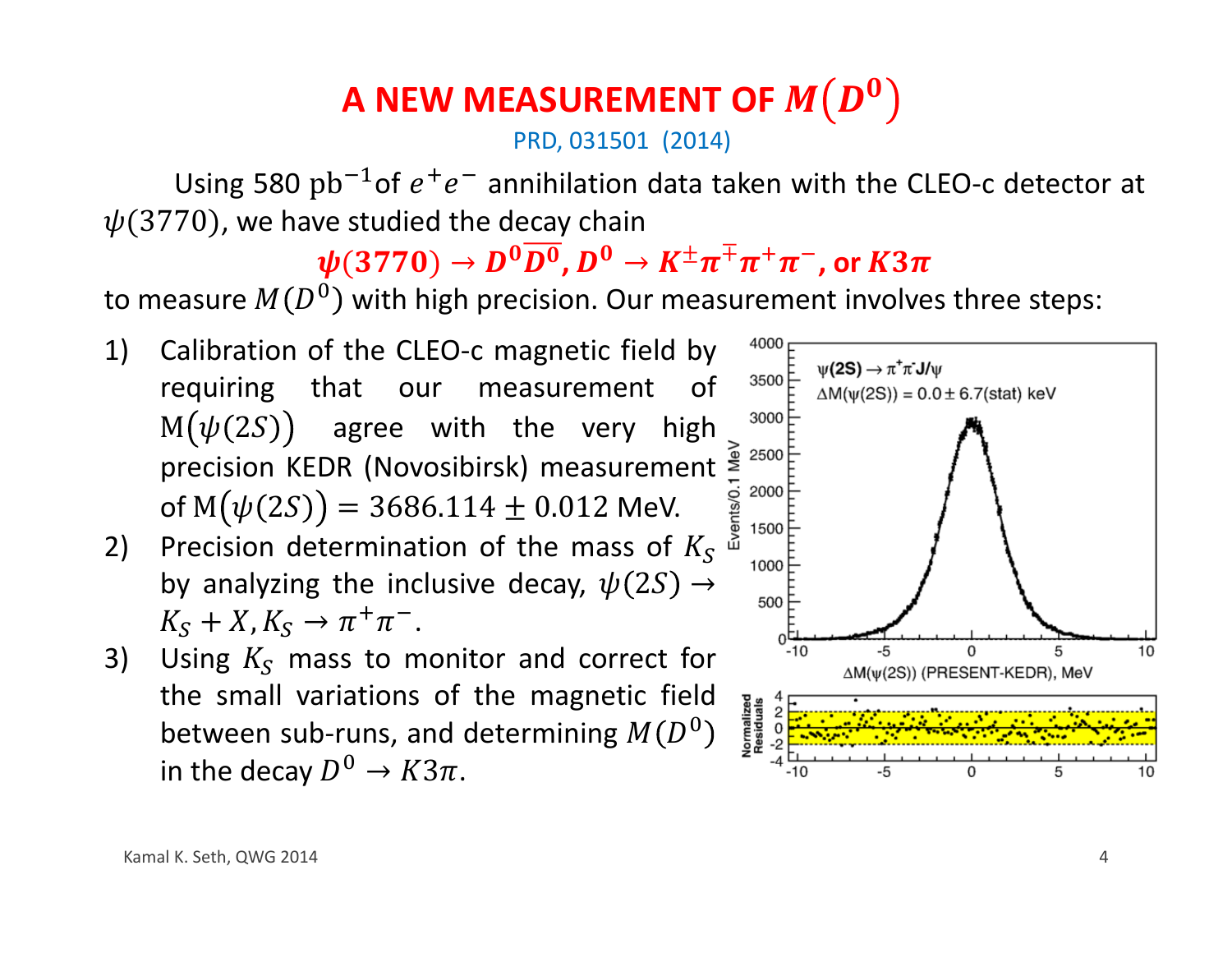# A NEW MEASUREMENT OF $M(D^0)$

PRD, 031501 (2014)

Using 580 $\text{pb}^{-1}$ of $e^+e^-$ annihilation data taken with the CLEO-c detector at $\psi(3770)$, we have studied the decay chain

$$\boldsymbol{\psi(3770) \rightarrow D^0\overline{D^0}, D^0 \rightarrow K^{\pm}\pi^{\mp}\pi^+\pi^-}, \textbf{ or } \boldsymbol{K3\pi}$$

to measure $M(D^0)$ with high precision. Our measurement involves three steps:

1) Calibration of the CLEO-c magnetic field by requiring that our measurement of $\text{M}(\psi(2S))$ agree with the very high precision KEDR (Novosibirsk) measurement of $\text{M}(\psi(2S)) = 3686.114 \pm 0.012$ MeV.
2) Precision determination of the mass of $K_S$ by analyzing the inclusive decay, $\psi(2S) \rightarrow K_S + X, K_S \rightarrow \pi^+\pi^-$.
3) Using $K_S$ mass to monitor and correct for the small variations of the magnetic field between sub-runs, and determining $M(D^0)$ in the decay $D^0 \rightarrow K3\pi$.

$\psi(2S) \rightarrow \pi^+\pi^- J/\psi$

$\Delta M(\psi(2S)) = 0.0 \pm 6.7(\text{stat})$ keV

Events/0.1 MeV

$\Delta M(\psi(2S))$ (PRESENT-KEDR), MeV

Normalized Residuals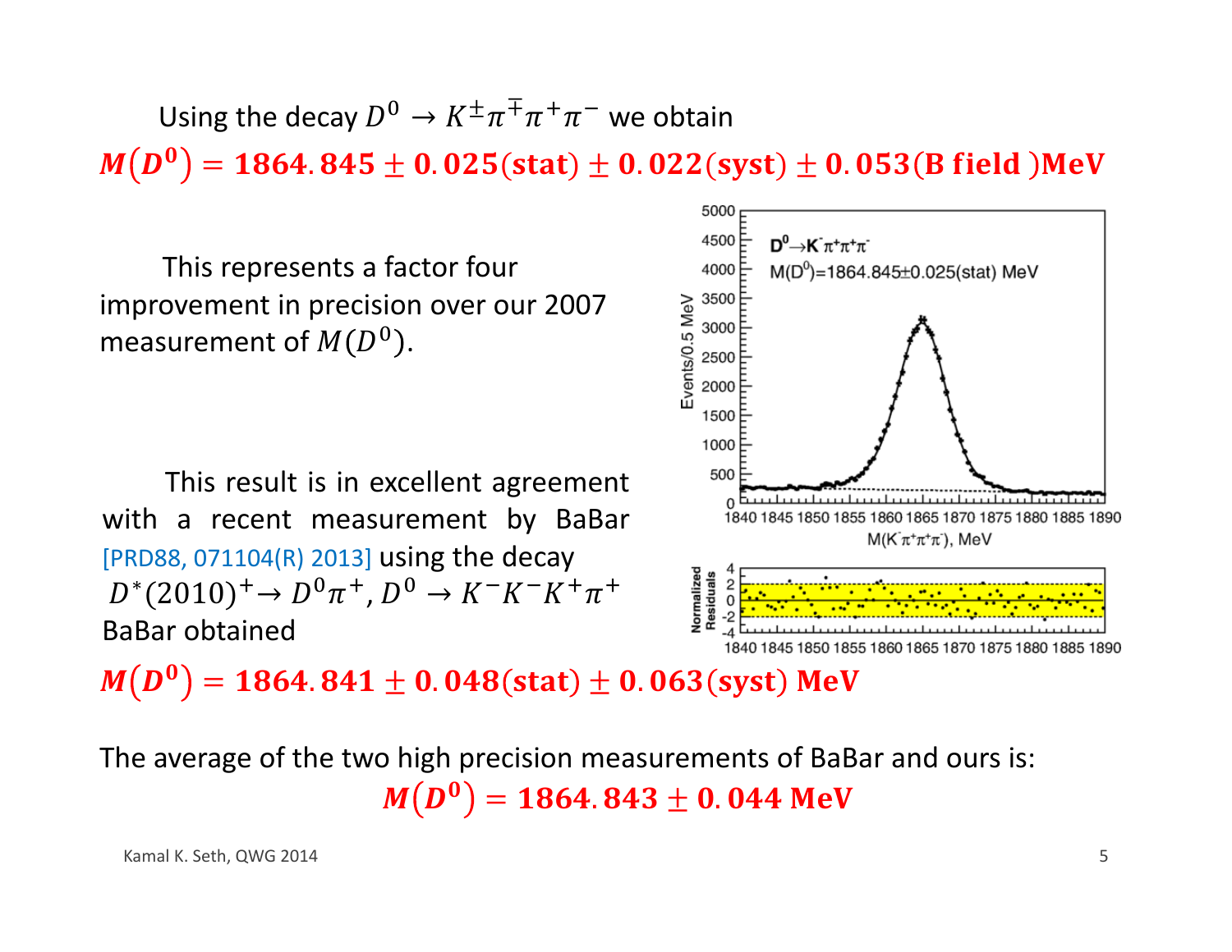Using the decay $D^0 \to K^{\pm}\pi^{\mp}\pi^{+}\pi^{-}$ we obtain

$$\boldsymbol{M(D^0) = 1864.845 \pm 0.025(\text{stat}) \pm 0.022(\text{syst}) \pm 0.053(\text{B field})\,\text{MeV}}$$

This represents a factor four improvement in precision over our 2007 measurement of $M(D^0)$.

$D^0 \to K^-\pi^+\pi^+\pi^-$

$M(D^0)$=1864.845±0.025(stat) MeV

Events/0.5 MeV

$M(K^-\pi^+\pi^+\pi^-)$, MeV

Normalized Residuals

This result is in excellent agreement with a recent measurement by BaBar [PRD88, 071104(R) 2013] using the decay $D^*(2010)^+ \to D^0\pi^+, D^0 \to K^-K^-K^+\pi^+$ BaBar obtained

$$\boldsymbol{M(D^0) = 1864.841 \pm 0.048(\text{stat}) \pm 0.063(\text{syst})\ \text{MeV}}$$

The average of the two high precision measurements of BaBar and ours is:

$$\boldsymbol{M(D^0) = 1864.843 \pm 0.044\ \text{MeV}}$$

Kamal K. Seth, QWG 2014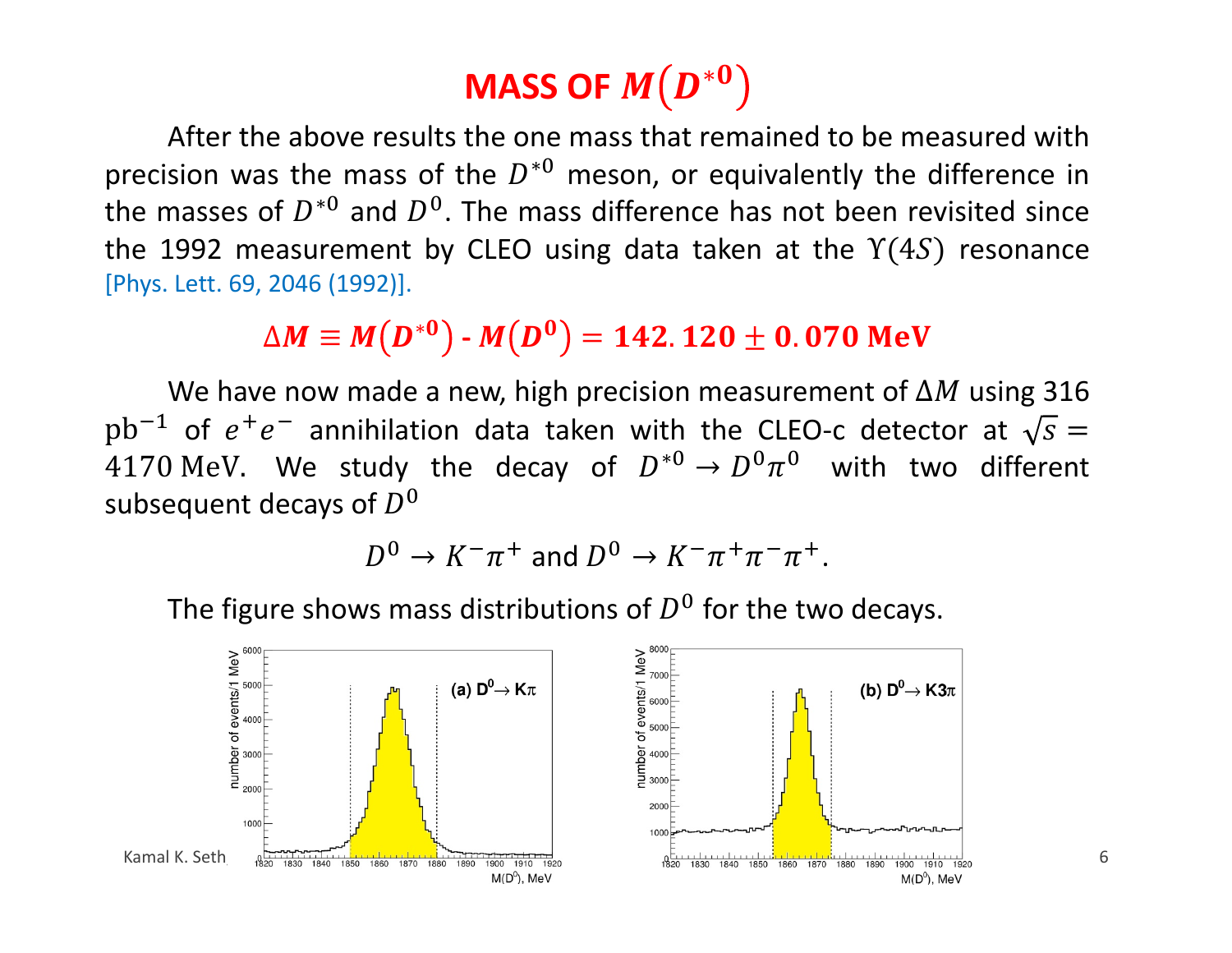# MASS OF $M(D^{*0})$

After the above results the one mass that remained to be measured with precision was the mass of the $D^{*0}$ meson, or equivalently the difference in the masses of $D^{*0}$ and $D^0$. The mass difference has not been revisited since the 1992 measurement by CLEO using data taken at the $\Upsilon(4S)$ resonance [Phys. Lett. 69, 2046 (1992)].

$$\Delta M \equiv M(D^{*0}) - M(D^0) = 142.120 \pm 0.070 \text{ MeV}$$

We have now made a new, high precision measurement of $\Delta M$ using 316 $\text{pb}^{-1}$ of $e^+e^-$ annihilation data taken with the CLEO-c detector at $\sqrt{s} = 4170\,\text{MeV}$. We study the decay of $D^{*0} \to D^0\pi^0$ with two different subsequent decays of $D^0$

$$D^0 \to K^-\pi^+ \text{ and } D^0 \to K^-\pi^+\pi^-\pi^+.$$

The figure shows mass distributions of $D^0$ for the two decays.

(a) $D^0 \to K\pi$

number of events/1 MeV

M($D^0$), MeV

(b) $D^0 \to K3\pi$

number of events/1 MeV

M($D^0$), MeV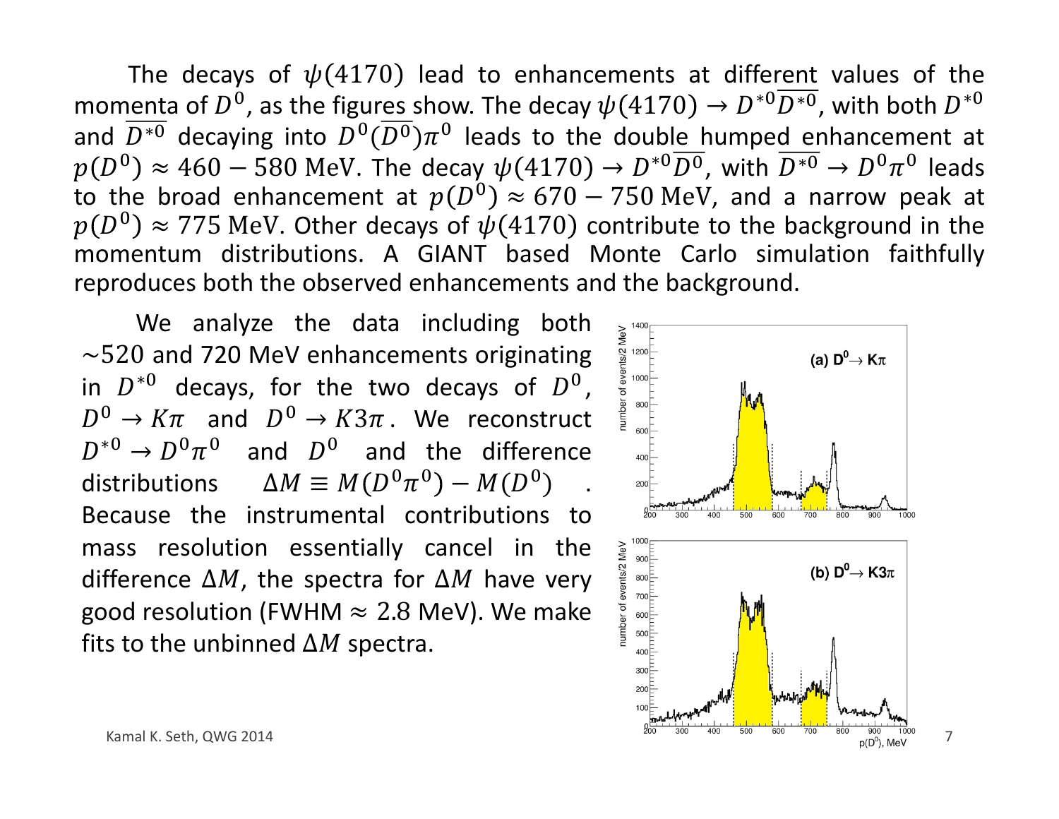The decays of $\psi(4170)$ lead to enhancements at different values of the momenta of $D^0$, as the figures show. The decay $\psi(4170) \rightarrow D^{*0}\overline{D^{*0}}$, with both $D^{*0}$ and $\overline{D^{*0}}$ decaying into $D^0(\overline{D^0})\pi^0$ leads to the double humped enhancement at $p(D^0) \approx 460 - 580$ MeV. The decay $\psi(4170) \rightarrow D^{*0}\overline{D^0}$, with $\overline{D^{*0}} \rightarrow D^0\pi^0$ leads to the broad enhancement at $p(D^0) \approx 670 - 750$ MeV, and a narrow peak at $p(D^0) \approx 775$ MeV. Other decays of $\psi(4170)$ contribute to the background in the momentum distributions. A GIANT based Monte Carlo simulation faithfully reproduces both the observed enhancements and the background.

We analyze the data including both $\sim$520 and 720 MeV enhancements originating in $D^{*0}$ decays, for the two decays of $D^0$, $D^0 \rightarrow K\pi$ and $D^0 \rightarrow K3\pi$. We reconstruct $D^{*0} \rightarrow D^0\pi^0$ and $D^0$ and the difference distributions $\Delta M \equiv M(D^0\pi^0) - M(D^0)$. Because the instrumental contributions to mass resolution essentially cancel in the difference $\Delta M$, the spectra for $\Delta M$ have very good resolution (FWHM $\approx 2.8$ MeV). We make fits to the unbinned $\Delta M$ spectra.

(a) $D^0 \rightarrow K\pi$

number of events/2 MeV

(b) $D^0 \rightarrow K3\pi$

number of events/2 MeV

$p(D^0)$, MeV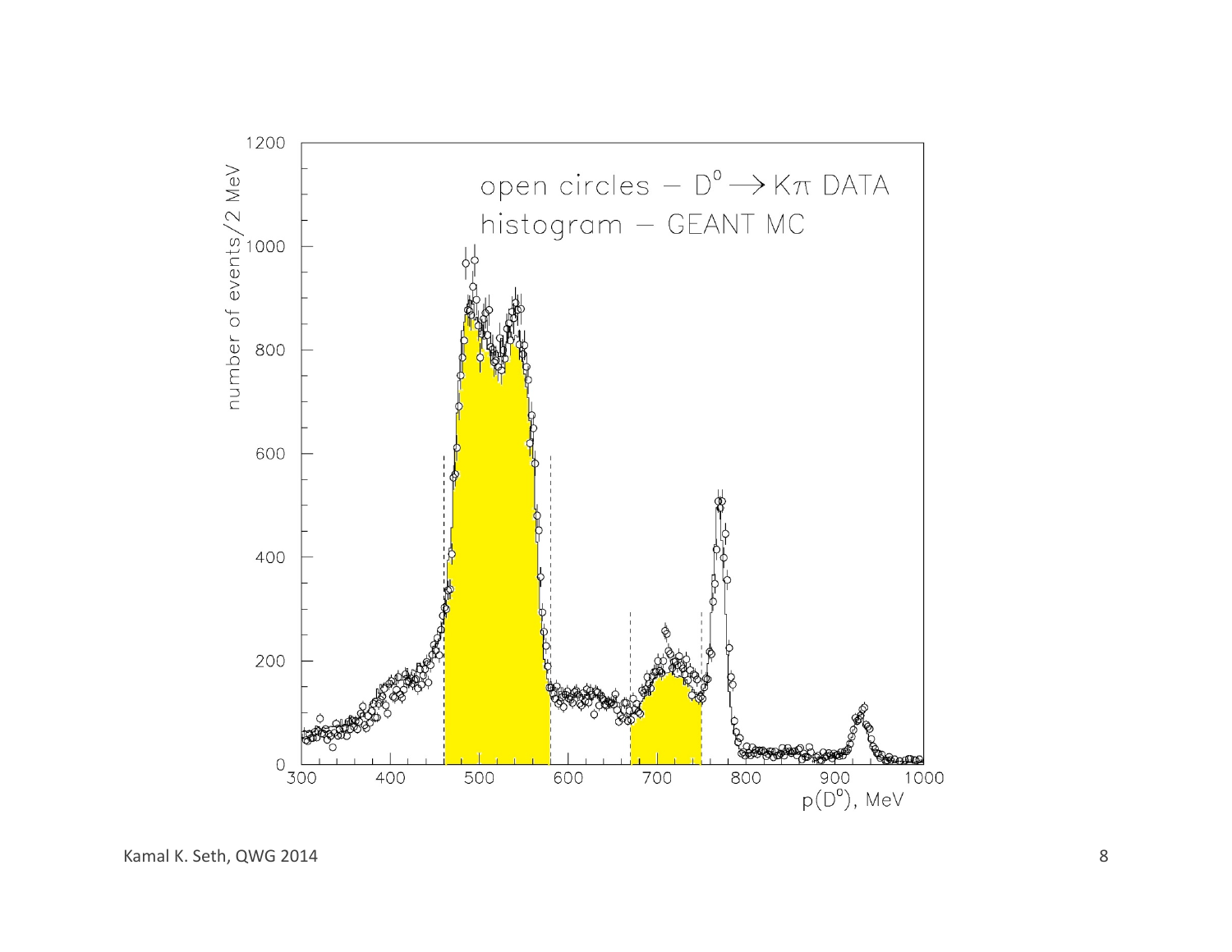open circles – $D^0 \to K\pi$ DATA

histogram – GEANT MC

number of events/2 MeV

1200

1000

800

600

400

200

0

300

400

500

600

700

800

900

1000

$p(D^0)$, MeV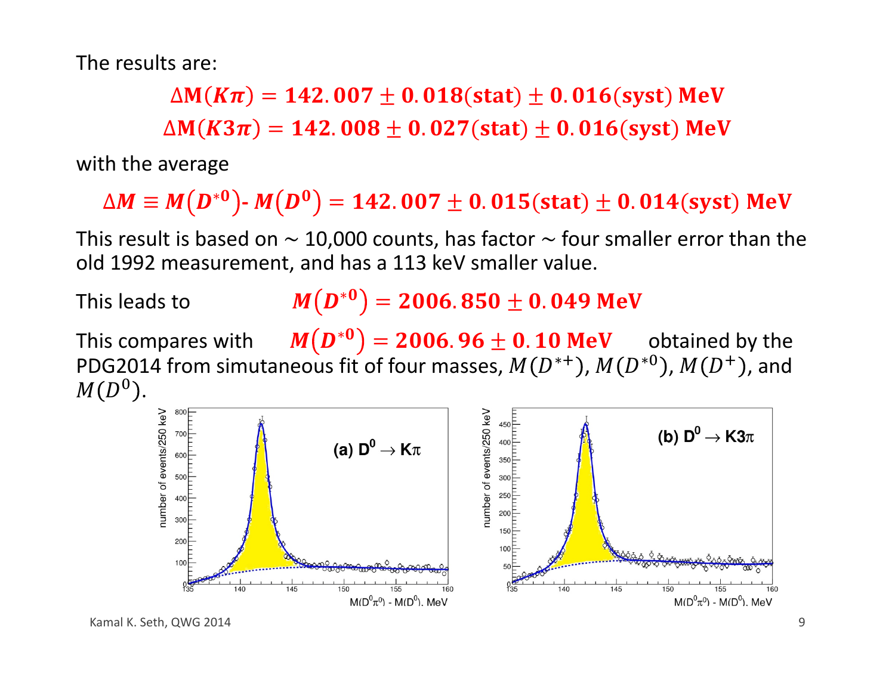The results are:

$$\Delta\mathrm{M}(K\pi) = 142.007 \pm 0.018(\mathrm{stat}) \pm 0.016(\mathrm{syst})\ \mathrm{MeV}$$

$$\Delta\mathrm{M}(K3\pi) = 142.008 \pm 0.027(\mathrm{stat}) \pm 0.016(\mathrm{syst})\ \mathrm{MeV}$$

with the average

$$\Delta M \equiv M\left(D^{*0}\right)\text{-}\ M\left(D^{0}\right) = 142.007 \pm 0.015(\mathrm{stat}) \pm 0.014(\mathrm{syst})\ \mathrm{MeV}$$

This result is based on ~ 10,000 counts, has factor ~ four smaller error than the old 1992 measurement, and has a 113 keV smaller value.

This leads to $M\left(D^{*0}\right) = 2006.850 \pm 0.049\ \mathrm{MeV}$

This compares with $M\left(D^{*0}\right) = 2006.96 \pm 0.10\ \mathrm{MeV}$ obtained by the PDG2014 from simutaneous fit of four masses, $M(D^{*+})$, $M(D^{*0})$, $M(D^{+})$, and $M(D^{0})$.

(a) $D^0 \to K\pi$

number of events/250 keV

0 100 200 300 400 500 600 700 800

135 140 145 150 155 160

$M(D^0\pi^0)$ - $M(D^0)$, MeV

(b) $D^0 \to K3\pi$

number of events/250 keV

0 50 100 150 200 250 300 350 400 450

135 140 145 150 155 160

$M(D^0\pi^0)$ - $M(D^0)$, MeV

Kamal K. Seth, QWG 2014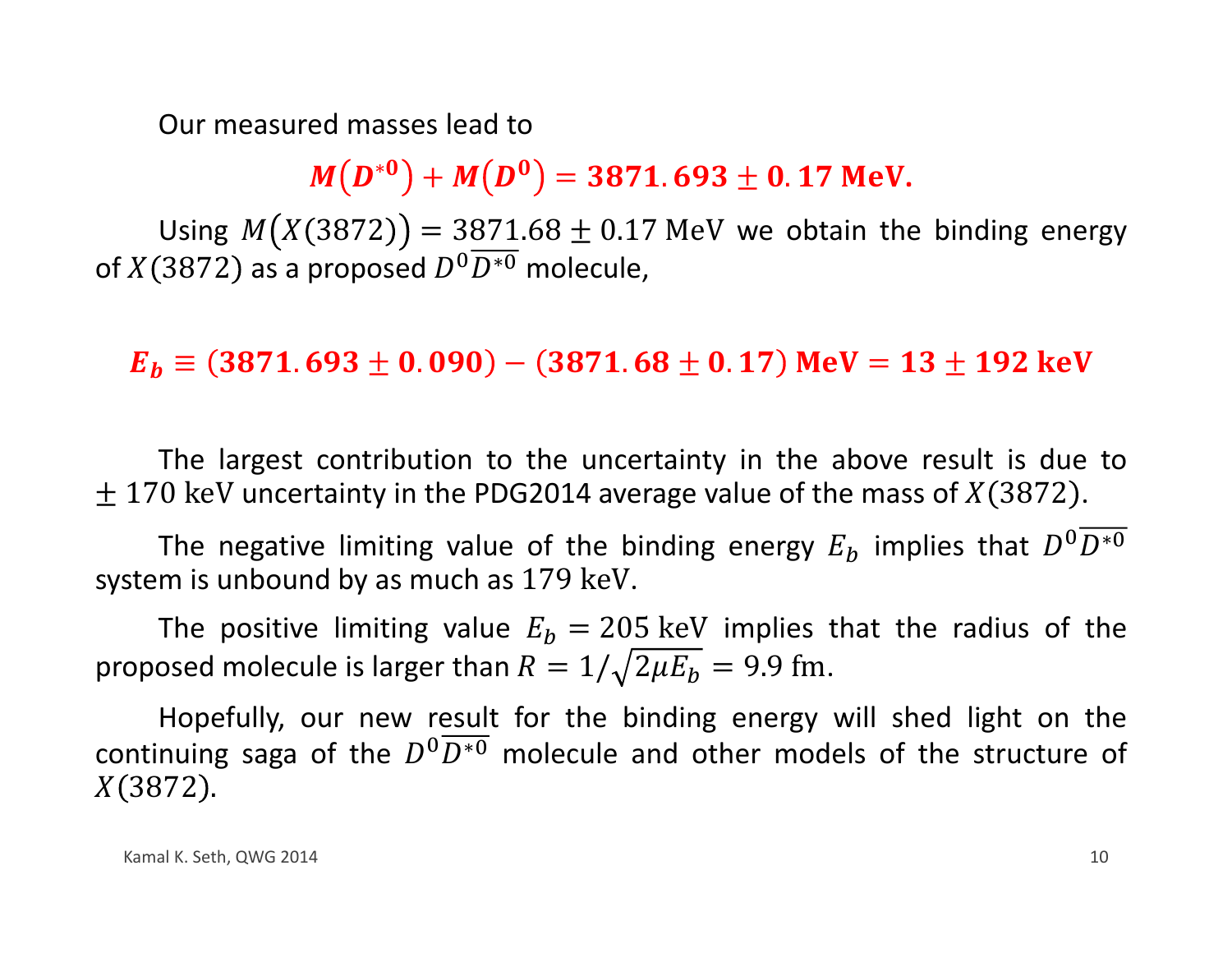Our measured masses lead to

$$\boldsymbol{M\left(D^{*0}\right) + M\left(D^{0}\right) = 3871.693 \pm 0.17\ \mathrm{MeV.}}$$

Using $M\big(X(3872)\big) = 3871.68 \pm 0.17\ \mathrm{MeV}$ we obtain the binding energy of $X(3872)$ as a proposed $D^0\overline{D^{*0}}$ molecule,

$$\boldsymbol{E_b \equiv (3871.693 \pm 0.090) - (3871.68 \pm 0.17)\ \mathrm{MeV} = 13 \pm 192\ \mathrm{keV}}$$

The largest contribution to the uncertainty in the above result is due to $\pm\ 170\ \mathrm{keV}$ uncertainty in the PDG2014 average value of the mass of $X(3872)$.

The negative limiting value of the binding energy $E_b$ implies that $D^0\overline{D^{*0}}$ system is unbound by as much as $179\ \mathrm{keV}$.

The positive limiting value $E_b = 205\ \mathrm{keV}$ implies that the radius of the proposed molecule is larger than $R = 1/\sqrt{2\mu E_b} = 9.9\ \mathrm{fm}$.

Hopefully, our new result for the binding energy will shed light on the continuing saga of the $D^0\overline{D^{*0}}$ molecule and other models of the structure of $X(3872)$.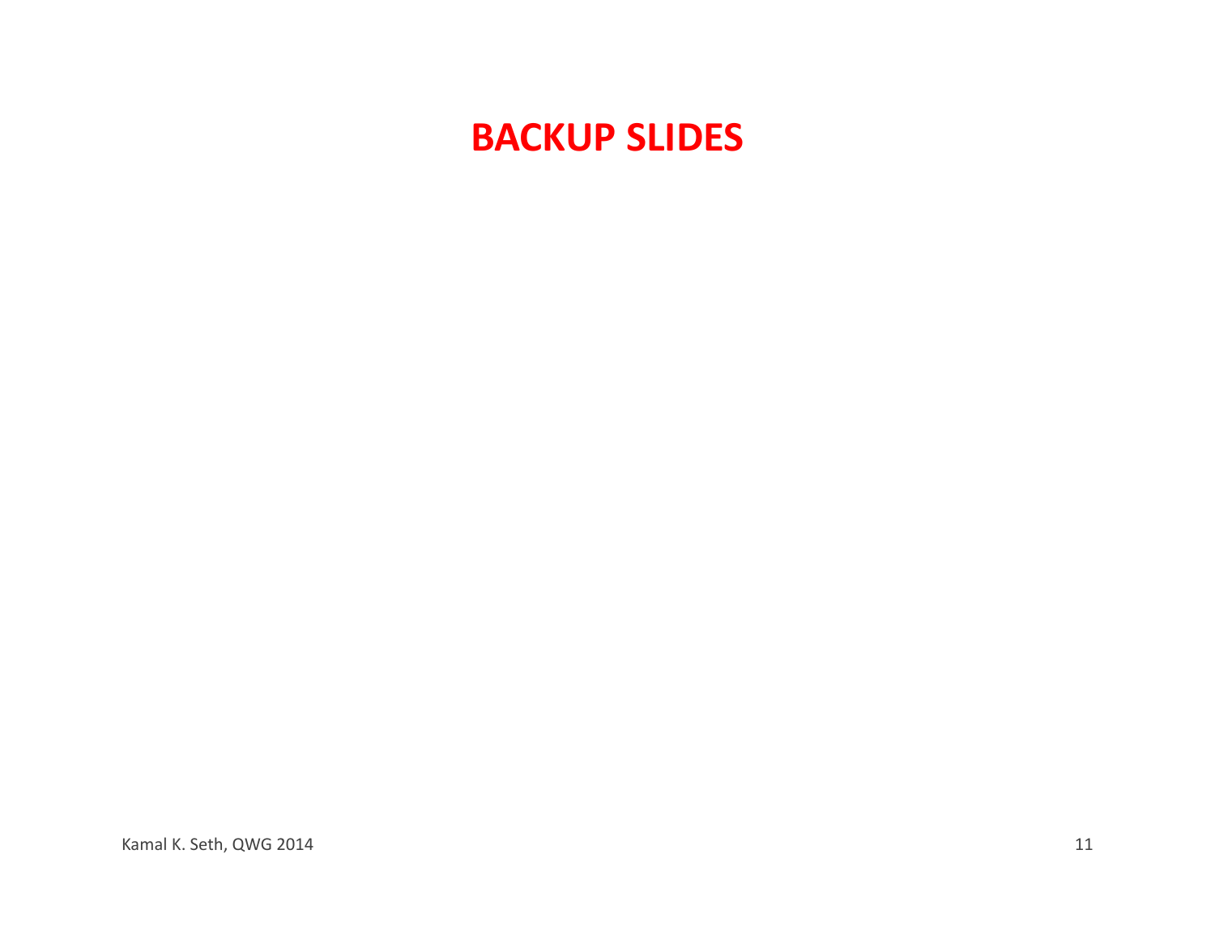# BACKUP SLIDES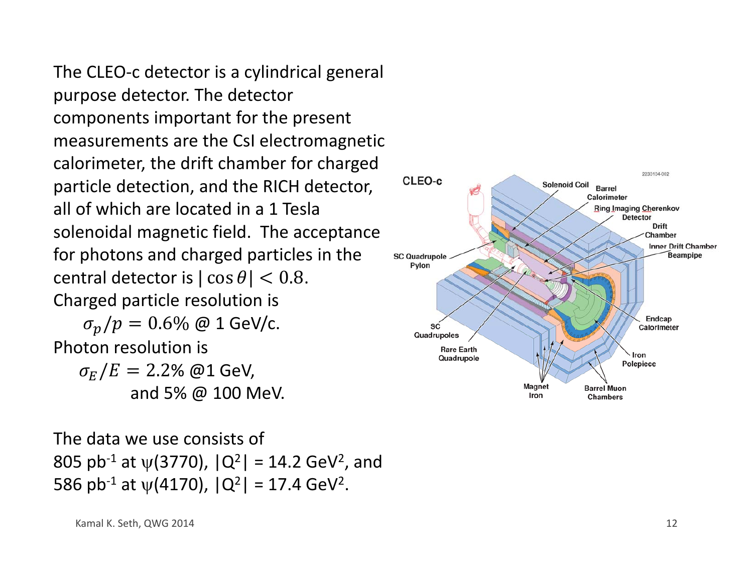The CLEO-c detector is a cylindrical general purpose detector. The detector components important for the present measurements are the CsI electromagnetic calorimeter, the drift chamber for charged particle detection, and the RICH detector, all of which are located in a 1 Tesla solenoidal magnetic field. The acceptance for photons and charged particles in the central detector is $|\cos\theta| < 0.8$.

Charged particle resolution is

$\sigma_p/p = 0.6\%$ @ 1 GeV/c.

Photon resolution is

$\sigma_E/E = 2.2\%$ @1 GeV,
and 5% @ 100 MeV.

CLEO-c

2230104-002

Solenoid Coil

Barrel Calorimeter

Ring Imaging Cherenkov Detector

Drift Chamber

Inner Drift Chamber

Beampipe

SC Quadrupole Pylon

SC Quadrupoles

Rare Earth Quadrupole

Endcap Calorimeter

Iron Polepiece

Magnet Iron

Barrel Muon Chambers

The data we use consists of
805 pb$^{-1}$ at $\psi(3770)$, $|Q^2|$ = 14.2 GeV$^2$, and
586 pb$^{-1}$ at $\psi(4170)$, $|Q^2|$ = 17.4 GeV$^2$.